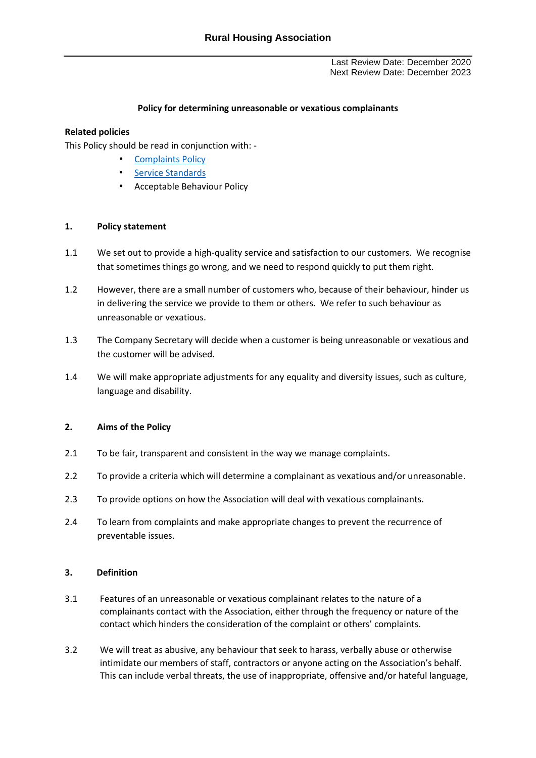# Rural Housing Association

Last Review Date: December 2020
Next Review Date: December 2023

## Policy for determining unreasonable or vexatious complainants

**Related policies**

This Policy should be read in conjunction with: -

- [Complaints Policy]()
- [Service Standards]()
- Acceptable Behaviour Policy

### 1. Policy statement

1.1 We set out to provide a high-quality service and satisfaction to our customers. We recognise that sometimes things go wrong, and we need to respond quickly to put them right.

1.2 However, there are a small number of customers who, because of their behaviour, hinder us in delivering the service we provide to them or others. We refer to such behaviour as unreasonable or vexatious.

1.3 The Company Secretary will decide when a customer is being unreasonable or vexatious and the customer will be advised.

1.4 We will make appropriate adjustments for any equality and diversity issues, such as culture, language and disability.

### 2. Aims of the Policy

2.1 To be fair, transparent and consistent in the way we manage complaints.

2.2 To provide a criteria which will determine a complainant as vexatious and/or unreasonable.

2.3 To provide options on how the Association will deal with vexatious complainants.

2.4 To learn from complaints and make appropriate changes to prevent the recurrence of preventable issues.

### 3. Definition

3.1 Features of an unreasonable or vexatious complainant relates to the nature of a complainants contact with the Association, either through the frequency or nature of the contact which hinders the consideration of the complaint or others' complaints.

3.2 We will treat as abusive, any behaviour that seek to harass, verbally abuse or otherwise intimidate our members of staff, contractors or anyone acting on the Association's behalf. This can include verbal threats, the use of inappropriate, offensive and/or hateful language,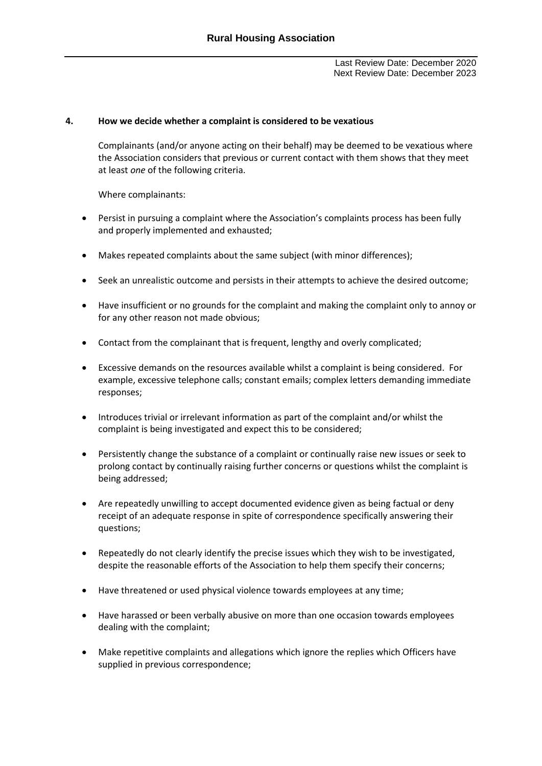## 4. How we decide whether a complaint is considered to be vexatious

Complainants (and/or anyone acting on their behalf) may be deemed to be vexatious where the Association considers that previous or current contact with them shows that they meet at least *one* of the following criteria.

Where complainants:

- Persist in pursuing a complaint where the Association's complaints process has been fully and properly implemented and exhausted;
- Makes repeated complaints about the same subject (with minor differences);
- Seek an unrealistic outcome and persists in their attempts to achieve the desired outcome;
- Have insufficient or no grounds for the complaint and making the complaint only to annoy or for any other reason not made obvious;
- Contact from the complainant that is frequent, lengthy and overly complicated;
- Excessive demands on the resources available whilst a complaint is being considered. For example, excessive telephone calls; constant emails; complex letters demanding immediate responses;
- Introduces trivial or irrelevant information as part of the complaint and/or whilst the complaint is being investigated and expect this to be considered;
- Persistently change the substance of a complaint or continually raise new issues or seek to prolong contact by continually raising further concerns or questions whilst the complaint is being addressed;
- Are repeatedly unwilling to accept documented evidence given as being factual or deny receipt of an adequate response in spite of correspondence specifically answering their questions;
- Repeatedly do not clearly identify the precise issues which they wish to be investigated, despite the reasonable efforts of the Association to help them specify their concerns;
- Have threatened or used physical violence towards employees at any time;
- Have harassed or been verbally abusive on more than one occasion towards employees dealing with the complaint;
- Make repetitive complaints and allegations which ignore the replies which Officers have supplied in previous correspondence;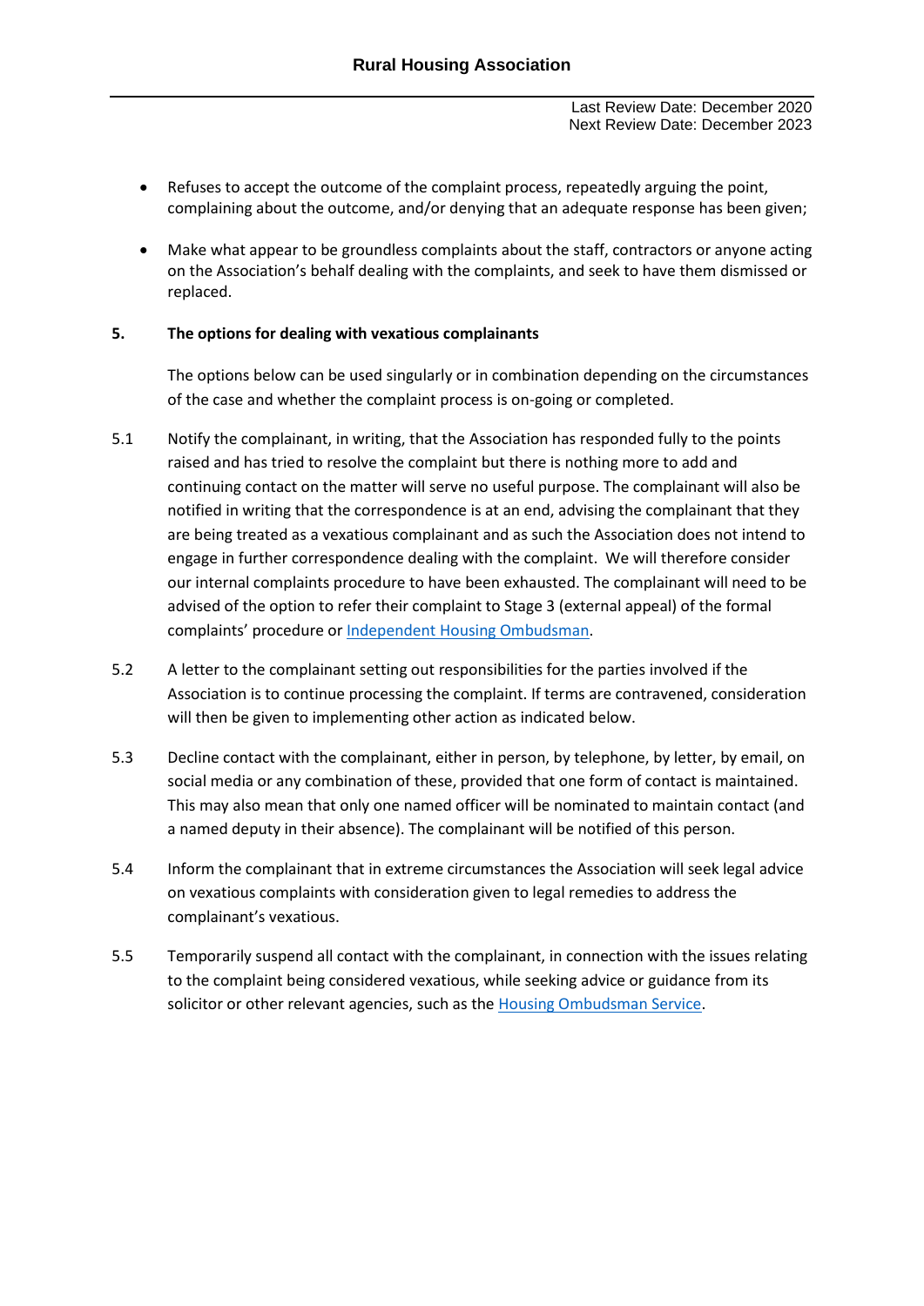- Refuses to accept the outcome of the complaint process, repeatedly arguing the point, complaining about the outcome, and/or denying that an adequate response has been given;

- Make what appear to be groundless complaints about the staff, contractors or anyone acting on the Association's behalf dealing with the complaints, and seek to have them dismissed or replaced.

## 5. The options for dealing with vexatious complainants

The options below can be used singularly or in combination depending on the circumstances of the case and whether the complaint process is on-going or completed.

5.1 Notify the complainant, in writing, that the Association has responded fully to the points raised and has tried to resolve the complaint but there is nothing more to add and continuing contact on the matter will serve no useful purpose. The complainant will also be notified in writing that the correspondence is at an end, advising the complainant that they are being treated as a vexatious complainant and as such the Association does not intend to engage in further correspondence dealing with the complaint. We will therefore consider our internal complaints procedure to have been exhausted. The complainant will need to be advised of the option to refer their complaint to Stage 3 (external appeal) of the formal complaints' procedure or Independent Housing Ombudsman.

5.2 A letter to the complainant setting out responsibilities for the parties involved if the Association is to continue processing the complaint. If terms are contravened, consideration will then be given to implementing other action as indicated below.

5.3 Decline contact with the complainant, either in person, by telephone, by letter, by email, on social media or any combination of these, provided that one form of contact is maintained. This may also mean that only one named officer will be nominated to maintain contact (and a named deputy in their absence). The complainant will be notified of this person.

5.4 Inform the complainant that in extreme circumstances the Association will seek legal advice on vexatious complaints with consideration given to legal remedies to address the complainant's vexatious.

5.5 Temporarily suspend all contact with the complainant, in connection with the issues relating to the complaint being considered vexatious, while seeking advice or guidance from its solicitor or other relevant agencies, such as the Housing Ombudsman Service.